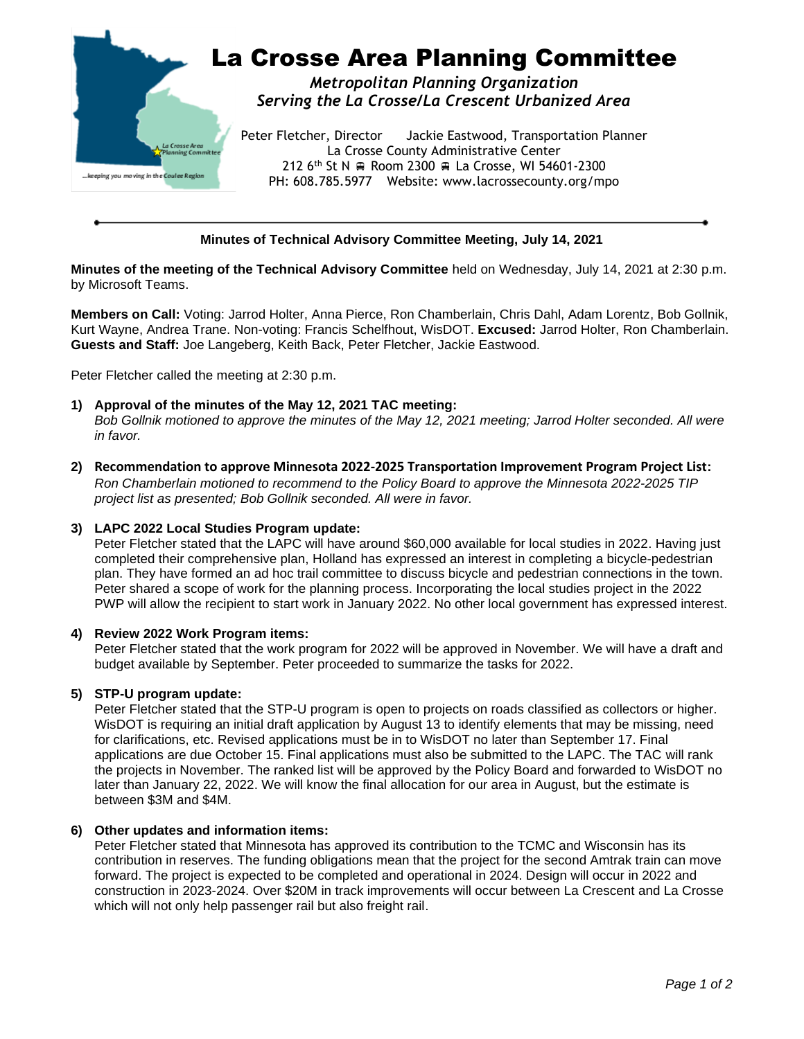# La Crosse Area Planning Committee

***Metropolitan Planning Organization***
***Serving the La Crosse/La Crescent Urbanized Area***

Peter Fletcher, Director  Jackie Eastwood, Transportation Planner
La Crosse County Administrative Center
212 6th St N ▪ Room 2300 ▪ La Crosse, WI 54601-2300
PH: 608.785.5977  Website: www.lacrossecounty.org/mpo

---

**Minutes of Technical Advisory Committee Meeting, July 14, 2021**

**Minutes of the meeting of the Technical Advisory Committee** held on Wednesday, July 14, 2021 at 2:30 p.m. by Microsoft Teams.

**Members on Call:** Voting: Jarrod Holter, Anna Pierce, Ron Chamberlain, Chris Dahl, Adam Lorentz, Bob Gollnik, Kurt Wayne, Andrea Trane. Non-voting: Francis Schelfhout, WisDOT. **Excused:** Jarrod Holter, Ron Chamberlain. **Guests and Staff:** Joe Langeberg, Keith Back, Peter Fletcher, Jackie Eastwood.

Peter Fletcher called the meeting at 2:30 p.m.

1) **Approval of the minutes of the May 12, 2021 TAC meeting:**
   *Bob Gollnik motioned to approve the minutes of the May 12, 2021 meeting; Jarrod Holter seconded. All were in favor.*

2) **Recommendation to approve Minnesota 2022-2025 Transportation Improvement Program Project List:**
   *Ron Chamberlain motioned to recommend to the Policy Board to approve the Minnesota 2022-2025 TIP project list as presented; Bob Gollnik seconded. All were in favor.*

3) **LAPC 2022 Local Studies Program update:**
   Peter Fletcher stated that the LAPC will have around $60,000 available for local studies in 2022. Having just completed their comprehensive plan, Holland has expressed an interest in completing a bicycle-pedestrian plan. They have formed an ad hoc trail committee to discuss bicycle and pedestrian connections in the town. Peter shared a scope of work for the planning process. Incorporating the local studies project in the 2022 PWP will allow the recipient to start work in January 2022. No other local government has expressed interest.

4) **Review 2022 Work Program items:**
   Peter Fletcher stated that the work program for 2022 will be approved in November. We will have a draft and budget available by September. Peter proceeded to summarize the tasks for 2022.

5) **STP-U program update:**
   Peter Fletcher stated that the STP-U program is open to projects on roads classified as collectors or higher. WisDOT is requiring an initial draft application by August 13 to identify elements that may be missing, need for clarifications, etc. Revised applications must be in to WisDOT no later than September 17. Final applications are due October 15. Final applications must also be submitted to the LAPC. The TAC will rank the projects in November. The ranked list will be approved by the Policy Board and forwarded to WisDOT no later than January 22, 2022. We will know the final allocation for our area in August, but the estimate is between $3M and $4M.

6) **Other updates and information items:**
   Peter Fletcher stated that Minnesota has approved its contribution to the TCMC and Wisconsin has its contribution in reserves. The funding obligations mean that the project for the second Amtrak train can move forward. The project is expected to be completed and operational in 2024. Design will occur in 2022 and construction in 2023-2024. Over $20M in track improvements will occur between La Crescent and La Crosse which will not only help passenger rail but also freight rail.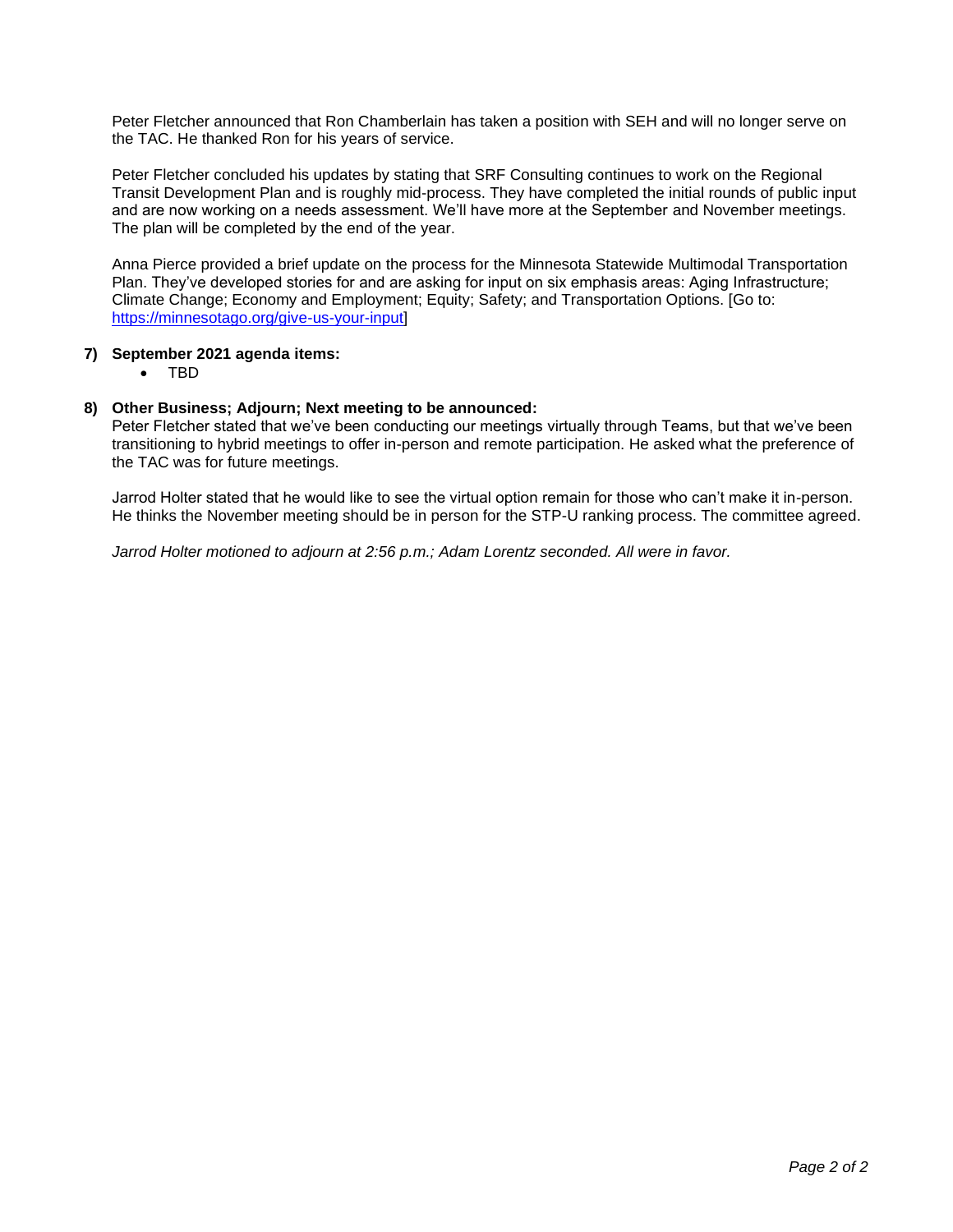Peter Fletcher announced that Ron Chamberlain has taken a position with SEH and will no longer serve on the TAC. He thanked Ron for his years of service.

Peter Fletcher concluded his updates by stating that SRF Consulting continues to work on the Regional Transit Development Plan and is roughly mid-process. They have completed the initial rounds of public input and are now working on a needs assessment. We'll have more at the September and November meetings. The plan will be completed by the end of the year.

Anna Pierce provided a brief update on the process for the Minnesota Statewide Multimodal Transportation Plan. They've developed stories for and are asking for input on six emphasis areas: Aging Infrastructure; Climate Change; Economy and Employment; Equity; Safety; and Transportation Options. [Go to: https://minnesotago.org/give-us-your-input]

**7) September 2021 agenda items:**

- TBD

**8) Other Business; Adjourn; Next meeting to be announced:**

Peter Fletcher stated that we've been conducting our meetings virtually through Teams, but that we've been transitioning to hybrid meetings to offer in-person and remote participation. He asked what the preference of the TAC was for future meetings.

Jarrod Holter stated that he would like to see the virtual option remain for those who can't make it in-person. He thinks the November meeting should be in person for the STP-U ranking process. The committee agreed.

*Jarrod Holter motioned to adjourn at 2:56 p.m.; Adam Lorentz seconded. All were in favor.*